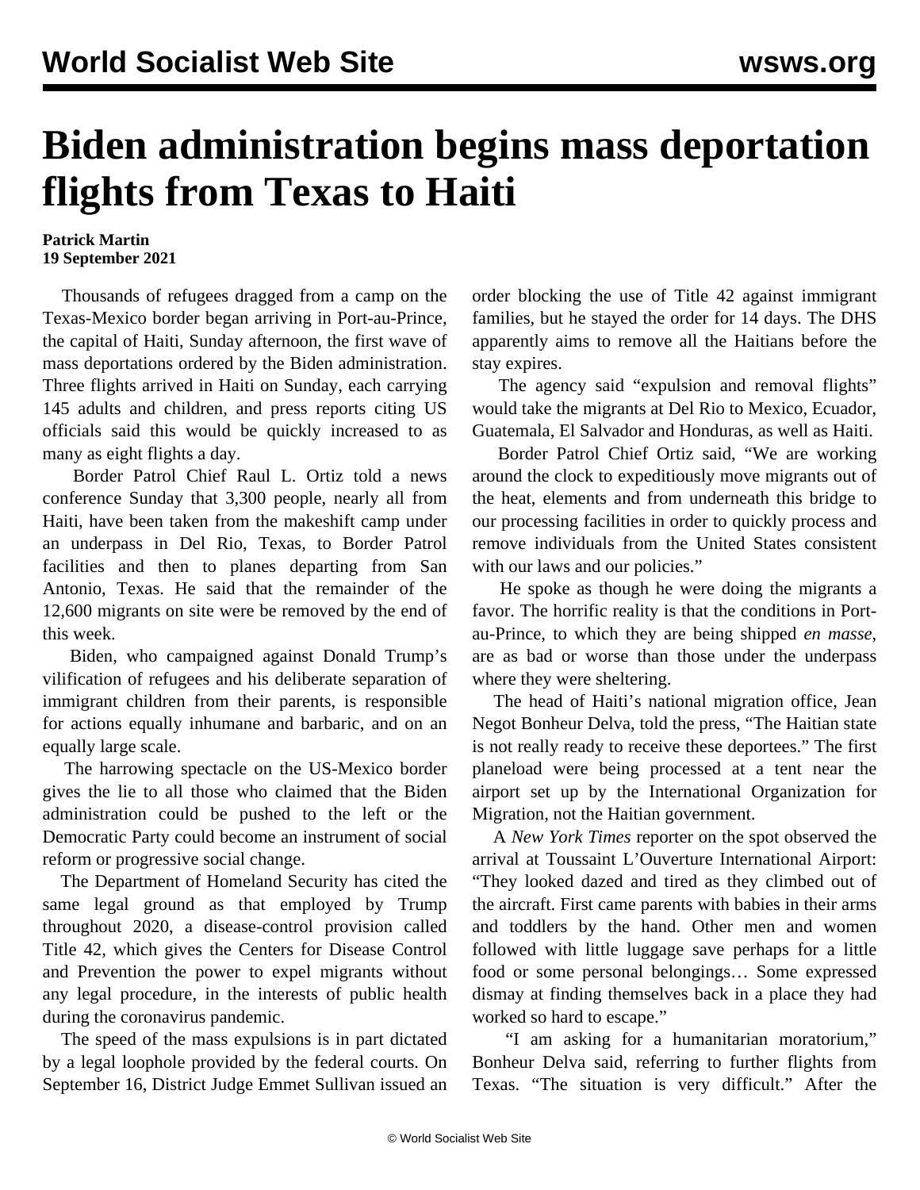# Biden administration begins mass deportation flights from Texas to Haiti

**Patrick Martin**
**19 September 2021**

Thousands of refugees dragged from a camp on the Texas-Mexico border began arriving in Port-au-Prince, the capital of Haiti, Sunday afternoon, the first wave of mass deportations ordered by the Biden administration. Three flights arrived in Haiti on Sunday, each carrying 145 adults and children, and press reports citing US officials said this would be quickly increased to as many as eight flights a day.

Border Patrol Chief Raul L. Ortiz told a news conference Sunday that 3,300 people, nearly all from Haiti, have been taken from the makeshift camp under an underpass in Del Rio, Texas, to Border Patrol facilities and then to planes departing from San Antonio, Texas. He said that the remainder of the 12,600 migrants on site were be removed by the end of this week.

Biden, who campaigned against Donald Trump's vilification of refugees and his deliberate separation of immigrant children from their parents, is responsible for actions equally inhumane and barbaric, and on an equally large scale.

The harrowing spectacle on the US-Mexico border gives the lie to all those who claimed that the Biden administration could be pushed to the left or the Democratic Party could become an instrument of social reform or progressive social change.

The Department of Homeland Security has cited the same legal ground as that employed by Trump throughout 2020, a disease-control provision called Title 42, which gives the Centers for Disease Control and Prevention the power to expel migrants without any legal procedure, in the interests of public health during the coronavirus pandemic.

The speed of the mass expulsions is in part dictated by a legal loophole provided by the federal courts. On September 16, District Judge Emmet Sullivan issued an order blocking the use of Title 42 against immigrant families, but he stayed the order for 14 days. The DHS apparently aims to remove all the Haitians before the stay expires.

The agency said "expulsion and removal flights" would take the migrants at Del Rio to Mexico, Ecuador, Guatemala, El Salvador and Honduras, as well as Haiti.

Border Patrol Chief Ortiz said, "We are working around the clock to expeditiously move migrants out of the heat, elements and from underneath this bridge to our processing facilities in order to quickly process and remove individuals from the United States consistent with our laws and our policies."

He spoke as though he were doing the migrants a favor. The horrific reality is that the conditions in Port-au-Prince, to which they are being shipped *en masse*, are as bad or worse than those under the underpass where they were sheltering.

The head of Haiti's national migration office, Jean Negot Bonheur Delva, told the press, "The Haitian state is not really ready to receive these deportees." The first planeload were being processed at a tent near the airport set up by the International Organization for Migration, not the Haitian government.

A *New York Times* reporter on the spot observed the arrival at Toussaint L'Ouverture International Airport: "They looked dazed and tired as they climbed out of the aircraft. First came parents with babies in their arms and toddlers by the hand. Other men and women followed with little luggage save perhaps for a little food or some personal belongings… Some expressed dismay at finding themselves back in a place they had worked so hard to escape."

"I am asking for a humanitarian moratorium," Bonheur Delva said, referring to further flights from Texas. "The situation is very difficult." After the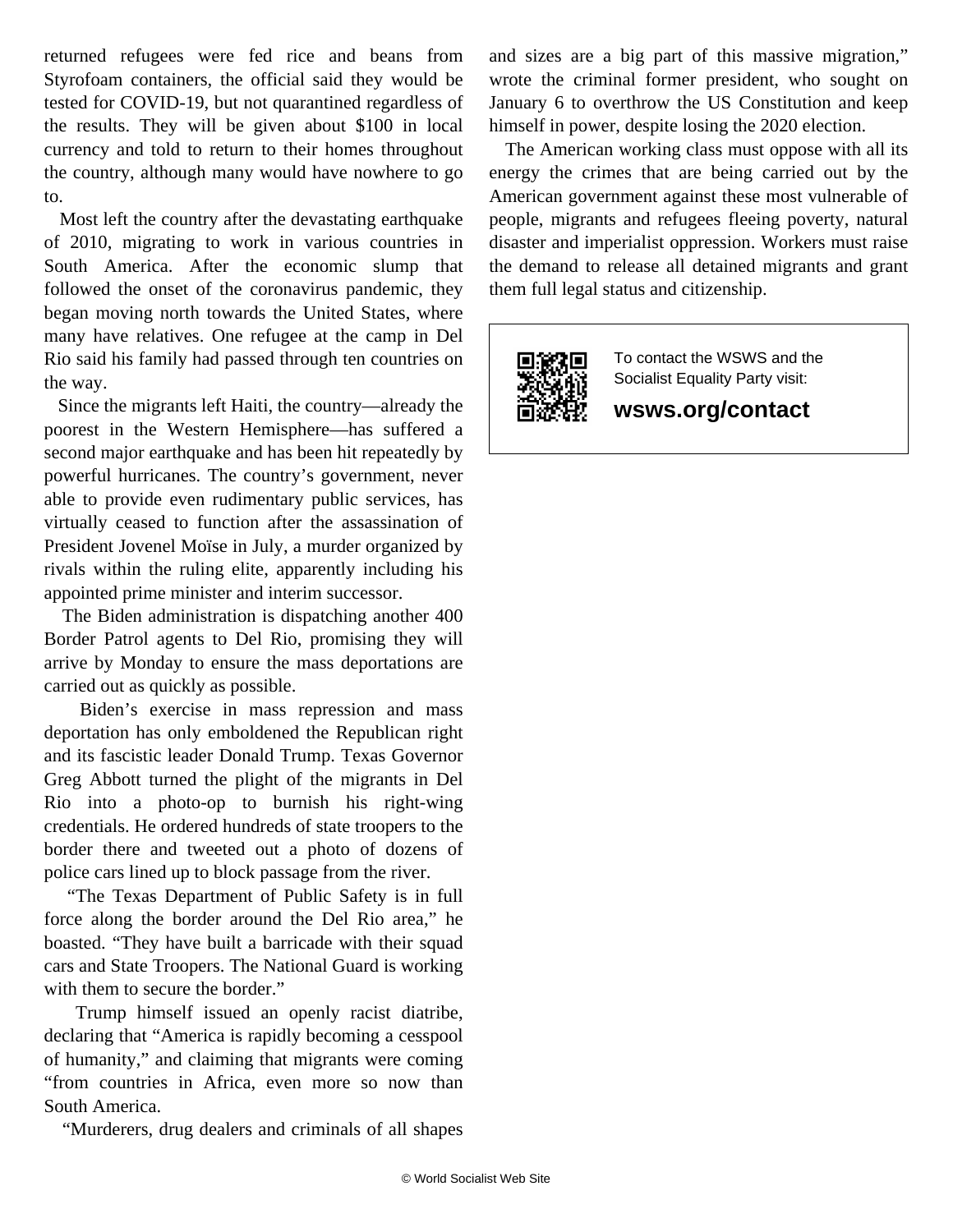returned refugees were fed rice and beans from Styrofoam containers, the official said they would be tested for COVID-19, but not quarantined regardless of the results. They will be given about $100 in local currency and told to return to their homes throughout the country, although many would have nowhere to go to.

Most left the country after the devastating earthquake of 2010, migrating to work in various countries in South America. After the economic slump that followed the onset of the coronavirus pandemic, they began moving north towards the United States, where many have relatives. One refugee at the camp in Del Rio said his family had passed through ten countries on the way.

Since the migrants left Haiti, the country—already the poorest in the Western Hemisphere—has suffered a second major earthquake and has been hit repeatedly by powerful hurricanes. The country's government, never able to provide even rudimentary public services, has virtually ceased to function after the assassination of President Jovenel Moïse in July, a murder organized by rivals within the ruling elite, apparently including his appointed prime minister and interim successor.

The Biden administration is dispatching another 400 Border Patrol agents to Del Rio, promising they will arrive by Monday to ensure the mass deportations are carried out as quickly as possible.

Biden's exercise in mass repression and mass deportation has only emboldened the Republican right and its fascistic leader Donald Trump. Texas Governor Greg Abbott turned the plight of the migrants in Del Rio into a photo-op to burnish his right-wing credentials. He ordered hundreds of state troopers to the border there and tweeted out a photo of dozens of police cars lined up to block passage from the river.

"The Texas Department of Public Safety is in full force along the border around the Del Rio area," he boasted. "They have built a barricade with their squad cars and State Troopers. The National Guard is working with them to secure the border."

Trump himself issued an openly racist diatribe, declaring that "America is rapidly becoming a cesspool of humanity," and claiming that migrants were coming "from countries in Africa, even more so now than South America.

"Murderers, drug dealers and criminals of all shapes and sizes are a big part of this massive migration," wrote the criminal former president, who sought on January 6 to overthrow the US Constitution and keep himself in power, despite losing the 2020 election.

The American working class must oppose with all its energy the crimes that are being carried out by the American government against these most vulnerable of people, migrants and refugees fleeing poverty, natural disaster and imperialist oppression. Workers must raise the demand to release all detained migrants and grant them full legal status and citizenship.

To contact the WSWS and the Socialist Equality Party visit:

**wsws.org/contact**